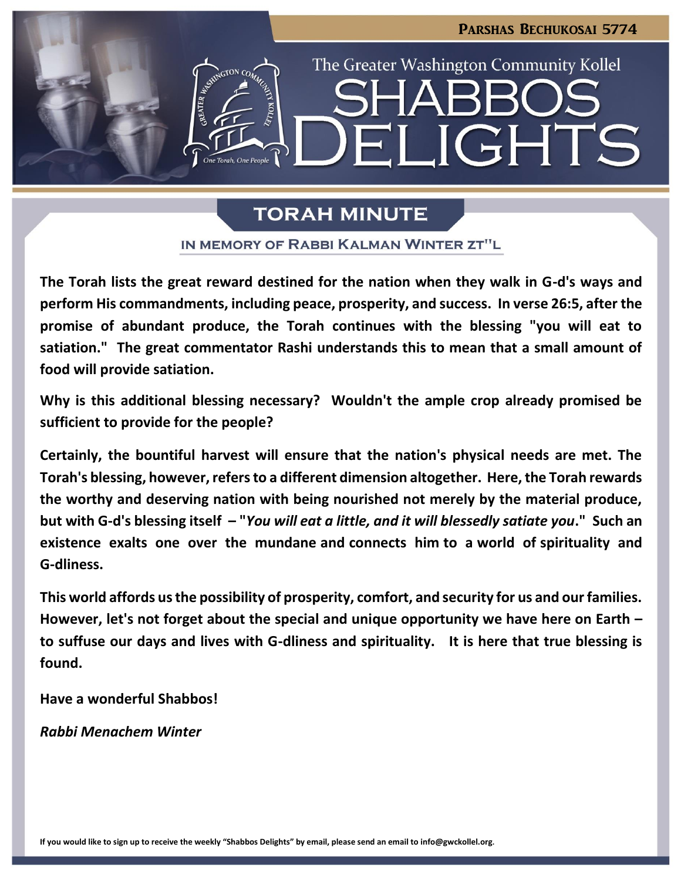Parshas Bechukosai 5774

The Greater Washington Community Kollel

# Shabbos Delights

## Torah Minute

### In Memory of Rabbi Kalman Winter zt"l

**The Torah lists the great reward destined for the nation when they walk in G-d's ways and perform His commandments, including peace, prosperity, and success. In verse 26:5, after the promise of abundant produce, the Torah continues with the blessing "you will eat to satiation." The great commentator Rashi understands this to mean that a small amount of food will provide satiation.**

**Why is this additional blessing necessary? Wouldn't the ample crop already promised be sufficient to provide for the people?**

**Certainly, the bountiful harvest will ensure that the nation's physical needs are met. The Torah's blessing, however, refers to a different dimension altogether. Here, the Torah rewards the worthy and deserving nation with being nourished not merely by the material produce, but with G-d's blessing itself – "*You will eat a little, and it will blessedly satiate you*." Such an existence exalts one over the mundane and connects him to a world of spirituality and G-dliness.**

**This world affords us the possibility of prosperity, comfort, and security for us and our families. However, let's not forget about the special and unique opportunity we have here on Earth – to suffuse our days and lives with G-dliness and spirituality. It is here that true blessing is found.**

**Have a wonderful Shabbos!**

***Rabbi Menachem Winter***

**If you would like to sign up to receive the weekly "Shabbos Delights" by email, please send an email to info@gwckollel.org.**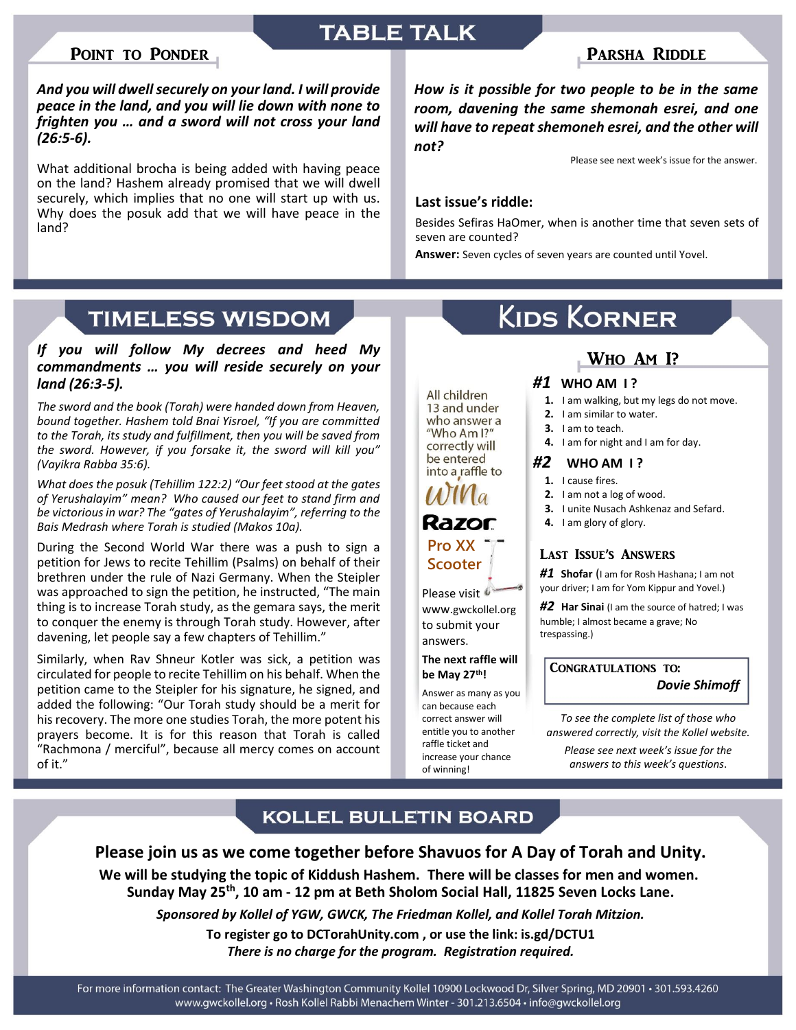# TABLE TALK

## Point to Ponder

***And you will dwell securely on your land. I will provide peace in the land, and you will lie down with none to frighten you … and a sword will not cross your land (26:5-6).***

What additional brocha is being added with having peace on the land? Hashem already promised that we will dwell securely, which implies that no one will start up with us. Why does the posuk add that we will have peace in the land?

## Parsha Riddle

***How is it possible for two people to be in the same room, davening the same shemonah esrei, and one will have to repeat shemoneh esrei, and the other will not?***

Please see next week's issue for the answer.

**Last issue's riddle:**

Besides Sefiras HaOmer, when is another time that seven sets of seven are counted?

**Answer:** Seven cycles of seven years are counted until Yovel.

# TIMELESS WISDOM

***If you will follow My decrees and heed My commandments … you will reside securely on your land (26:3-5).***

*The sword and the book (Torah) were handed down from Heaven, bound together. Hashem told Bnai Yisroel, "If you are committed to the Torah, its study and fulfillment, then you will be saved from the sword. However, if you forsake it, the sword will kill you" (Vayikra Rabba 35:6).*

*What does the posuk (Tehillim 122:2) "Our feet stood at the gates of Yerushalayim" mean? Who caused our feet to stand firm and be victorious in war? The "gates of Yerushalayim", referring to the Bais Medrash where Torah is studied (Makos 10a).*

During the Second World War there was a push to sign a petition for Jews to recite Tehillim (Psalms) on behalf of their brethren under the rule of Nazi Germany. When the Steipler was approached to sign the petition, he instructed, "The main thing is to increase Torah study, as the gemara says, the merit to conquer the enemy is through Torah study. However, after davening, let people say a few chapters of Tehillim."

Similarly, when Rav Shneur Kotler was sick, a petition was circulated for people to recite Tehillim on his behalf. When the petition came to the Steipler for his signature, he signed, and added the following: "Our Torah study should be a merit for his recovery. The more one studies Torah, the more potent his prayers become. It is for this reason that Torah is called "Rachmona / merciful", because all mercy comes on account of it."

# KIDS KORNER

All children 13 and under who answer a "Who Am I?" correctly will be entered into a raffle to

**WIN a Razor Pro XX Scooter**

Please visit www.gwckollel.org to submit your answers.

**The next raffle will be May 27th!**

Answer as many as you can because each correct answer will entitle you to another raffle ticket and increase your chance of winning!

## Who Am I?

### #1 WHO AM I?

1. I am walking, but my legs do not move.
2. I am similar to water.
3. I am to teach.
4. I am for night and I am for day.

### #2 WHO AM I?

1. I cause fires.
2. I am not a log of wood.
3. I unite Nusach Ashkenaz and Sefard.
4. I am glory of glory.

## Last Issue's Answers

***#1*** **Shofar** (I am for Rosh Hashana; I am not your driver; I am for Yom Kippur and Yovel.)

***#2*** **Har Sinai** (I am the source of hatred; I was humble; I almost became a grave; No trespassing.)

**Congratulations to:** ***Dovie Shimoff***

*To see the complete list of those who answered correctly, visit the Kollel website.*

*Please see next week's issue for the answers to this week's questions.*

# KOLLEL BULLETIN BOARD

**Please join us as we come together before Shavuos for A Day of Torah and Unity.**

**We will be studying the topic of Kiddush Hashem. There will be classes for men and women.**
**Sunday May 25th, 10 am - 12 pm at Beth Sholom Social Hall, 11825 Seven Locks Lane.**

***Sponsored by Kollel of YGW, GWCK, The Friedman Kollel, and Kollel Torah Mitzion.***

**To register go to DCTorahUnity.com , or use the link: is.gd/DCTU1**
***There is no charge for the program. Registration required.***

For more information contact: The Greater Washington Community Kollel 10900 Lockwood Dr, Silver Spring, MD 20901 • 301.593.4260
www.gwckollel.org • Rosh Kollel Rabbi Menachem Winter - 301.213.6504 • info@gwckollel.org